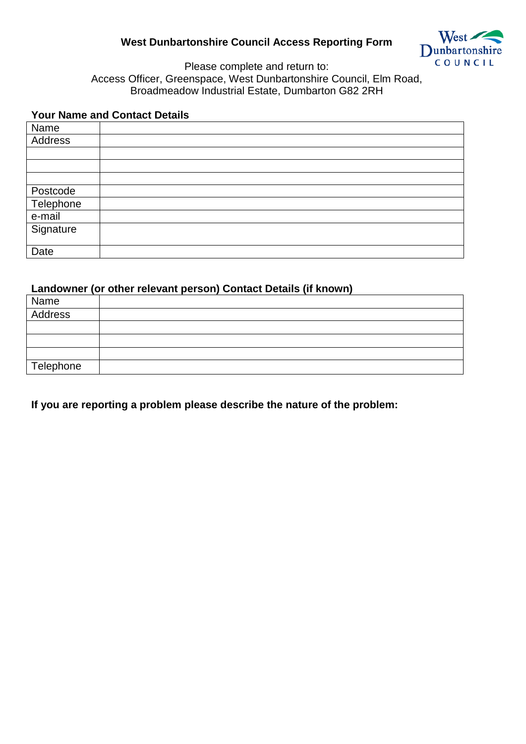# West Dunbartonshire Council Access Reporting Form

Please complete and return to:
Access Officer, Greenspace, West Dunbartonshire Council, Elm Road, Broadmeadow Industrial Estate, Dumbarton G82 2RH

**Your Name and Contact Details**

| Name | |
|---|---|
| Address | |
| | |
| | |
| | |
| Postcode | |
| Telephone | |
| e-mail | |
| Signature | |
| Date | |

**Landowner (or other relevant person) Contact Details (if known)**

| Name | |
|---|---|
| Address | |
| | |
| | |
| | |
| Telephone | |

**If you are reporting a problem please describe the nature of the problem:**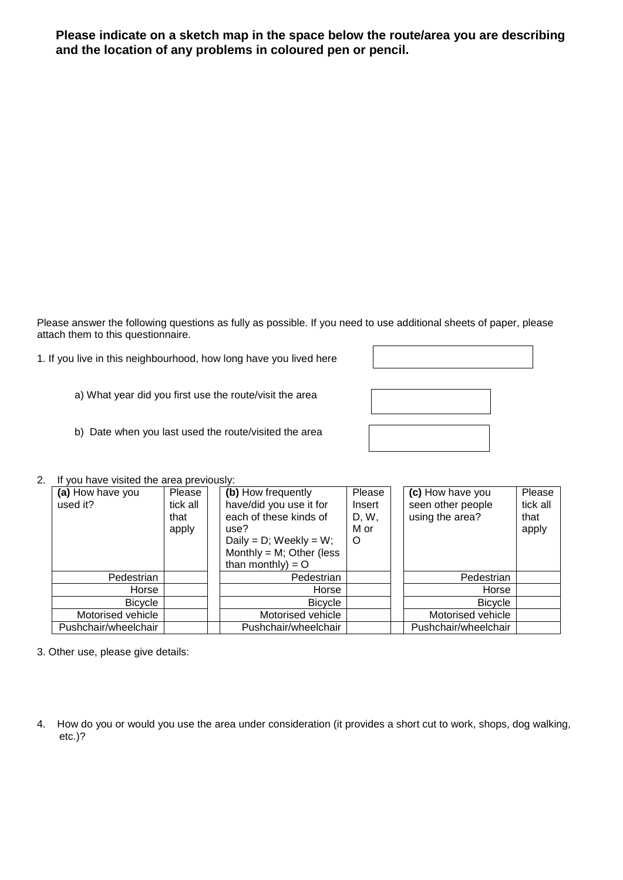**Please indicate on a sketch map in the space below the route/area you are describing and the location of any problems in coloured pen or pencil.**

Please answer the following questions as fully as possible. If you need to use additional sheets of paper, please attach them to this questionnaire.

1. If you live in this neighbourhood, how long have you lived here

a) What year did you first use the route/visit the area

b) Date when you last used the route/visited the area

2. If you have visited the area previously:

| **(a)** How have you used it? | Please tick all that apply | | **(b)** How frequently have/did you use it for each of these kinds of use? Daily = D; Weekly = W; Monthly = M; Other (less than monthly) = O | Please Insert D, W, M or O | | **(c)** How have you seen other people using the area? | Please tick all that apply |
|---|---|---|---|---|---|---|---|
| Pedestrian | | | Pedestrian | | | Pedestrian | |
| Horse | | | Horse | | | Horse | |
| Bicycle | | | Bicycle | | | Bicycle | |
| Motorised vehicle | | | Motorised vehicle | | | Motorised vehicle | |
| Pushchair/wheelchair | | | Pushchair/wheelchair | | | Pushchair/wheelchair | |

3. Other use, please give details:

4. How do you or would you use the area under consideration (it provides a short cut to work, shops, dog walking, etc.)?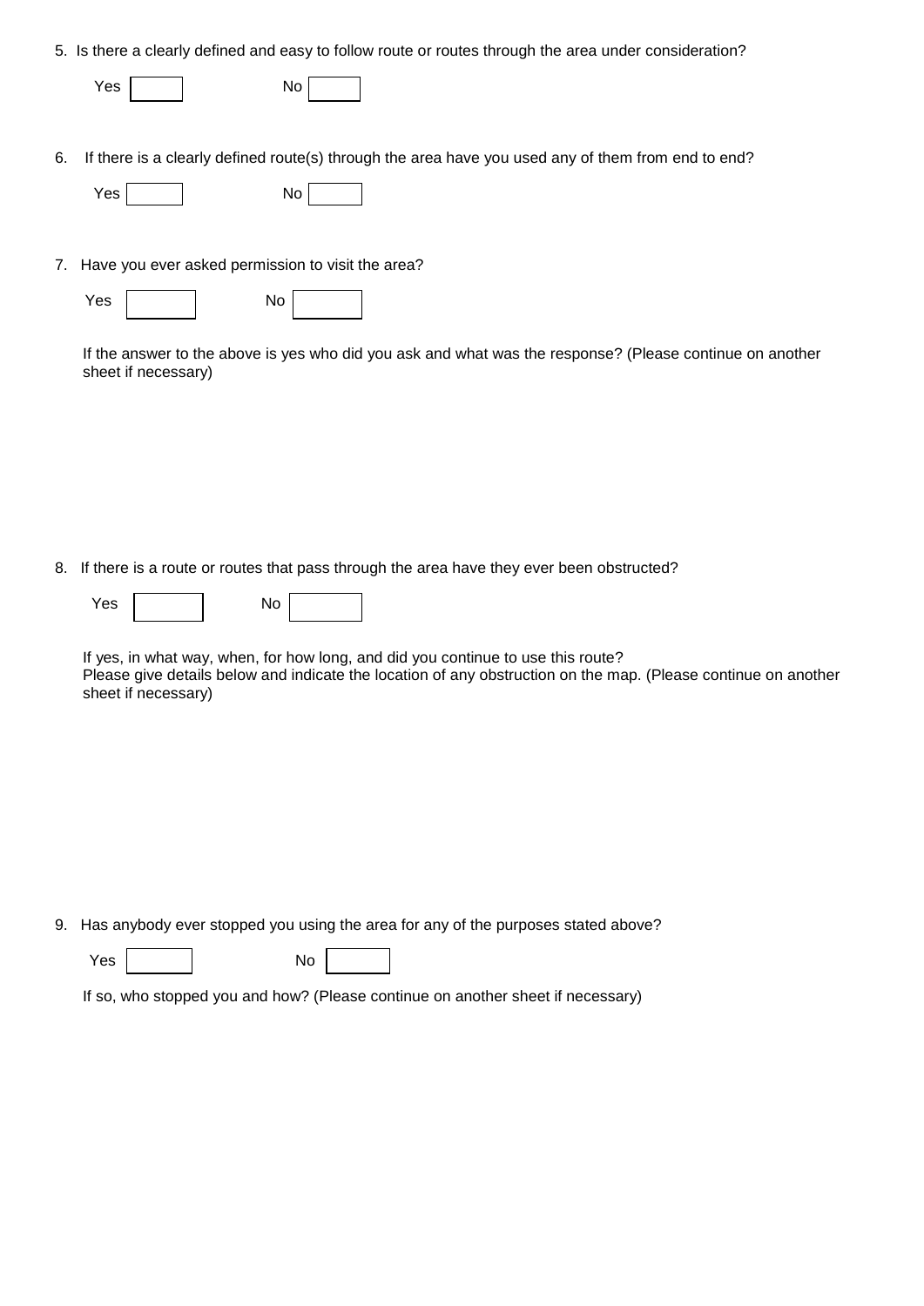5. Is there a clearly defined and easy to follow route or routes through the area under consideration?

   Yes ☐ No ☐

6. If there is a clearly defined route(s) through the area have you used any of them from end to end?

   Yes ☐ No ☐

7. Have you ever asked permission to visit the area?

   Yes ☐ No ☐

   If the answer to the above is yes who did you ask and what was the response? (Please continue on another sheet if necessary)

8. If there is a route or routes that pass through the area have they ever been obstructed?

   Yes ☐ No ☐

   If yes, in what way, when, for how long, and did you continue to use this route?
   Please give details below and indicate the location of any obstruction on the map. (Please continue on another sheet if necessary)

9. Has anybody ever stopped you using the area for any of the purposes stated above?

   Yes ☐ No ☐

   If so, who stopped you and how? (Please continue on another sheet if necessary)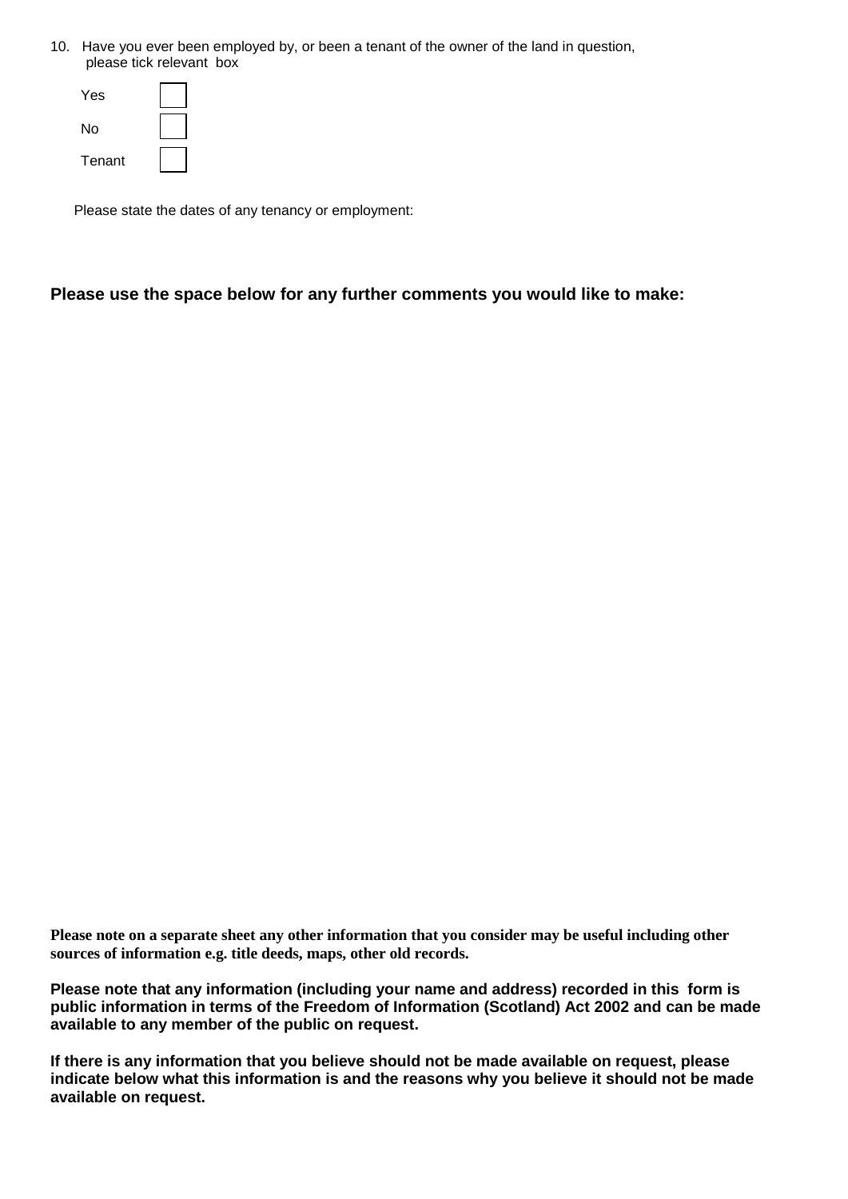10. Have you ever been employed by, or been a tenant of the owner of the land in question, please tick relevant box

Yes ☐

No ☐

Tenant ☐

Please state the dates of any tenancy or employment:

**Please use the space below for any further comments you would like to make:**

**Please note on a separate sheet any other information that you consider may be useful including other sources of information e.g. title deeds, maps, other old records.**

**Please note that any information (including your name and address) recorded in this form is public information in terms of the Freedom of Information (Scotland) Act 2002 and can be made available to any member of the public on request.**

**If there is any information that you believe should not be made available on request, please indicate below what this information is and the reasons why you believe it should not be made available on request.**